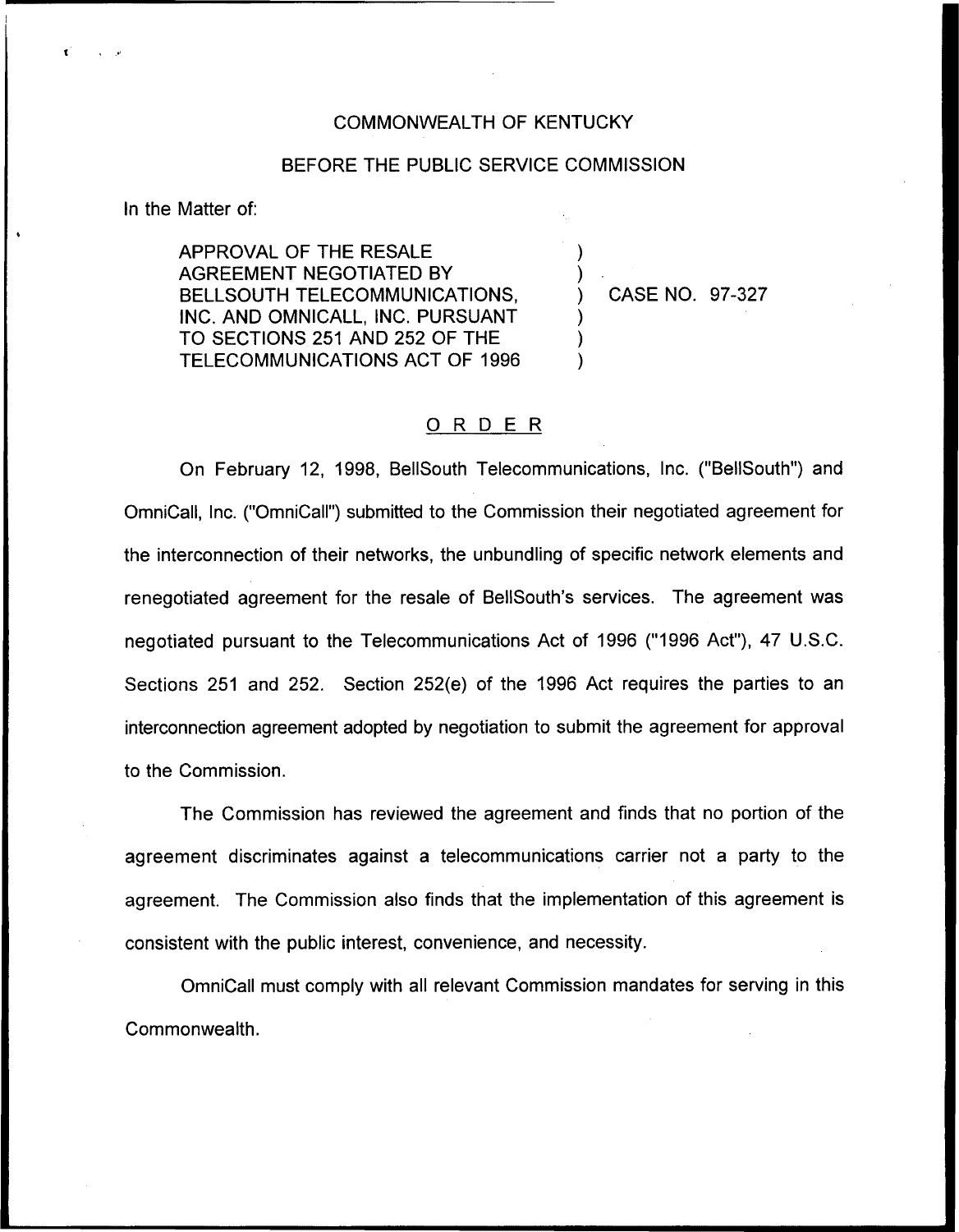COMMONWEALTH OF KENTUCKY

BEFORE THE PUBLIC SERVICE COMMISSION

In the Matter of:

APPROVAL OF THE RESALE AGREEMENT NEGOTIATED BY BELLSOUTH TELECOMMUNICATIONS, INC. AND OMNICALL, INC. PURSUANT TO SECTIONS 251 AND 252 OF THE TELECOMMUNICATIONS ACT OF 1996 ) CASE NO. 97-327

# ORDER

On February 12, 1998, BellSouth Telecommunications, Inc. ("BellSouth") and OmniCall, Inc. ("OmniCall") submitted to the Commission their negotiated agreement for the interconnection of their networks, the unbundling of specific network elements and renegotiated agreement for the resale of BellSouth's services. The agreement was negotiated pursuant to the Telecommunications Act of 1996 ("1996 Act"), 47 U.S.C. Sections 251 and 252. Section 252(e) of the 1996 Act requires the parties to an interconnection agreement adopted by negotiation to submit the agreement for approval to the Commission.

The Commission has reviewed the agreement and finds that no portion of the agreement discriminates against a telecommunications carrier not a party to the agreement. The Commission also finds that the implementation of this agreement is consistent with the public interest, convenience, and necessity.

OmniCall must comply with all relevant Commission mandates for serving in this Commonwealth.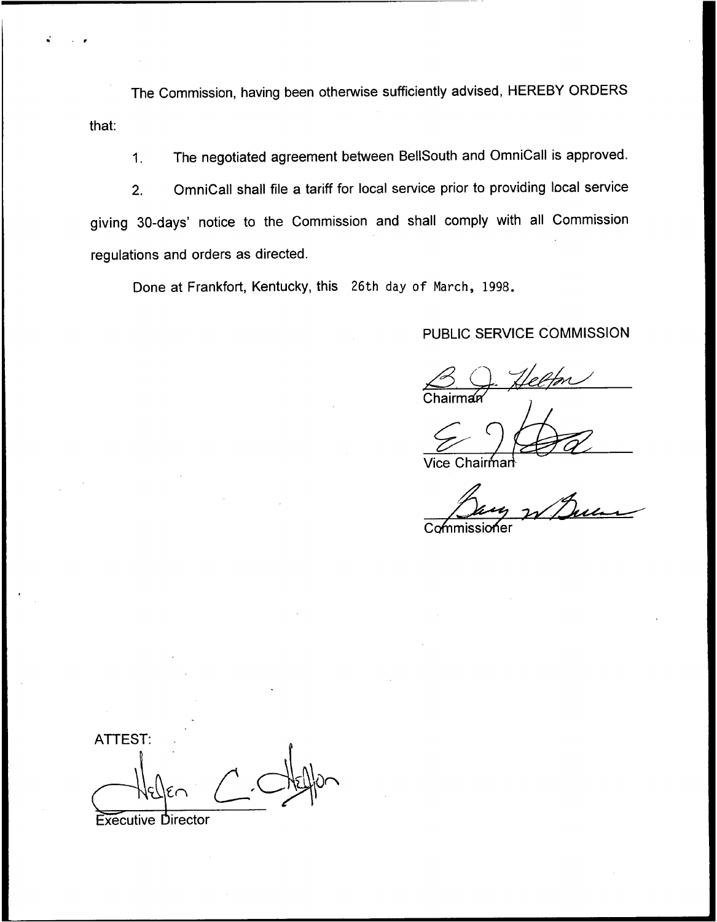The Commission, having been otherwise sufficiently advised, HEREBY ORDERS that:

1. The negotiated agreement between BellSouth and OmniCall is approved.

2. OmniCall shall file a tariff for local service prior to providing local service giving 30-days' notice to the Commission and shall comply with all Commission regulations and orders as directed.

Done at Frankfort, Kentucky, this 26th day of March, 1998.

PUBLIC SERVICE COMMISSION

Chairman

Vice Chairman

Commissioner

ATTEST:

Executive Director